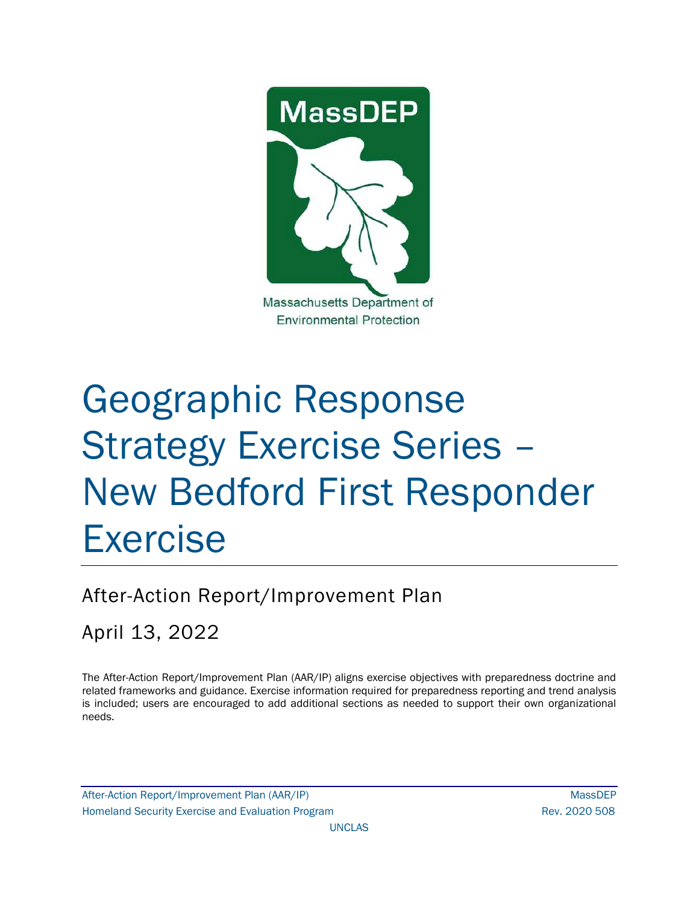MassDEP

Massachusetts Department of Environmental Protection

# Geographic Response Strategy Exercise Series – New Bedford First Responder Exercise

## After-Action Report/Improvement Plan

## April 13, 2022

The After-Action Report/Improvement Plan (AAR/IP) aligns exercise objectives with preparedness doctrine and related frameworks and guidance. Exercise information required for preparedness reporting and trend analysis is included; users are encouraged to add additional sections as needed to support their own organizational needs.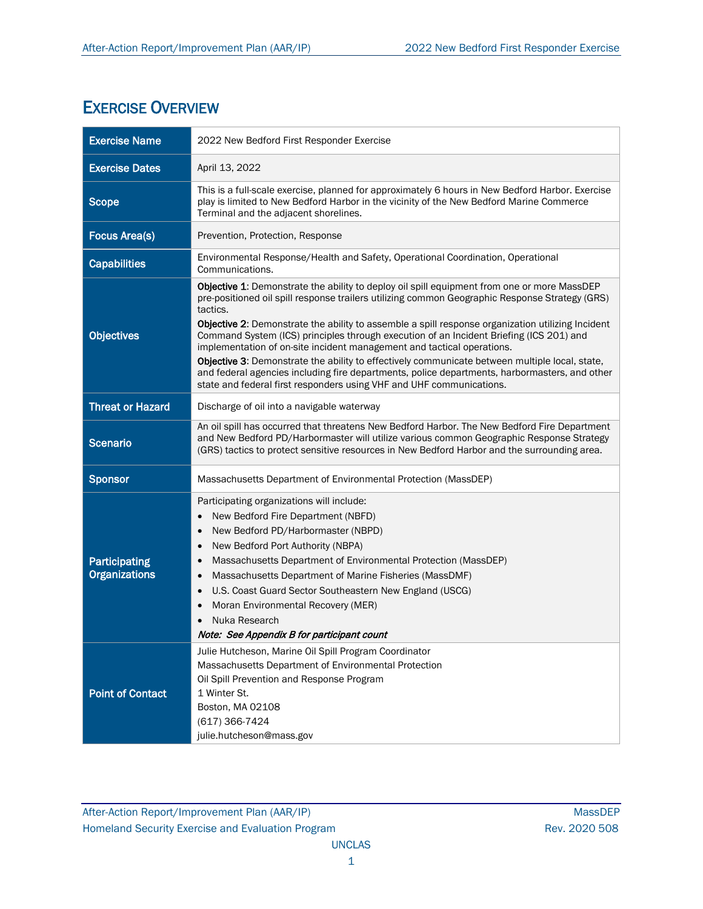# Exercise Overview

| | |
|---|---|
| **Exercise Name** | 2022 New Bedford First Responder Exercise |
| **Exercise Dates** | April 13, 2022 |
| **Scope** | This is a full-scale exercise, planned for approximately 6 hours in New Bedford Harbor. Exercise play is limited to New Bedford Harbor in the vicinity of the New Bedford Marine Commerce Terminal and the adjacent shorelines. |
| **Focus Area(s)** | Prevention, Protection, Response |
| **Capabilities** | Environmental Response/Health and Safety, Operational Coordination, Operational Communications. |
| **Objectives** | **Objective 1**: Demonstrate the ability to deploy oil spill equipment from one or more MassDEP pre-positioned oil spill response trailers utilizing common Geographic Response Strategy (GRS) tactics.<br>**Objective 2**: Demonstrate the ability to assemble a spill response organization utilizing Incident Command System (ICS) principles through execution of an Incident Briefing (ICS 201) and implementation of on-site incident management and tactical operations.<br>**Objective 3**: Demonstrate the ability to effectively communicate between multiple local, state, and federal agencies including fire departments, police departments, harbormasters, and other state and federal first responders using VHF and UHF communications. |
| **Threat or Hazard** | Discharge of oil into a navigable waterway |
| **Scenario** | An oil spill has occurred that threatens New Bedford Harbor. The New Bedford Fire Department and New Bedford PD/Harbormaster will utilize various common Geographic Response Strategy (GRS) tactics to protect sensitive resources in New Bedford Harbor and the surrounding area. |
| **Sponsor** | Massachusetts Department of Environmental Protection (MassDEP) |
| **Participating Organizations** | Participating organizations will include:<br>• New Bedford Fire Department (NBFD)<br>• New Bedford PD/Harbormaster (NBPD)<br>• New Bedford Port Authority (NBPA)<br>• Massachusetts Department of Environmental Protection (MassDEP)<br>• Massachusetts Department of Marine Fisheries (MassDMF)<br>• U.S. Coast Guard Sector Southeastern New England (USCG)<br>• Moran Environmental Recovery (MER)<br>• Nuka Research<br>***Note: See Appendix B for participant count*** |
| **Point of Contact** | Julie Hutcheson, Marine Oil Spill Program Coordinator<br>Massachusetts Department of Environmental Protection<br>Oil Spill Prevention and Response Program<br>1 Winter St.<br>Boston, MA 02108<br>(617) 366-7424<br>julie.hutcheson@mass.gov |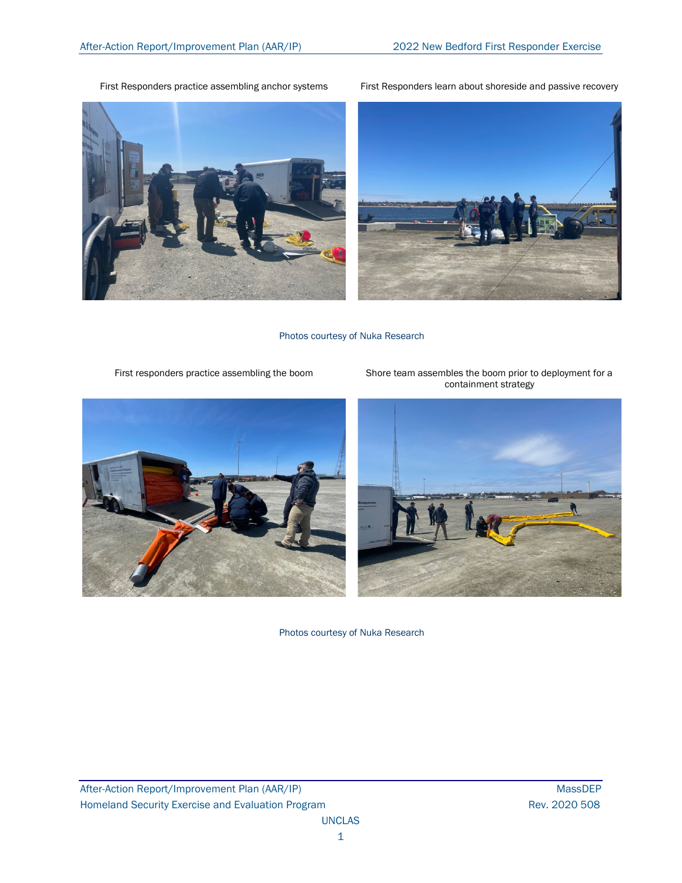First Responders practice assembling anchor systems

First Responders learn about shoreside and passive recovery

Photos courtesy of Nuka Research

First responders practice assembling the boom

Shore team assembles the boom prior to deployment for a containment strategy

Photos courtesy of Nuka Research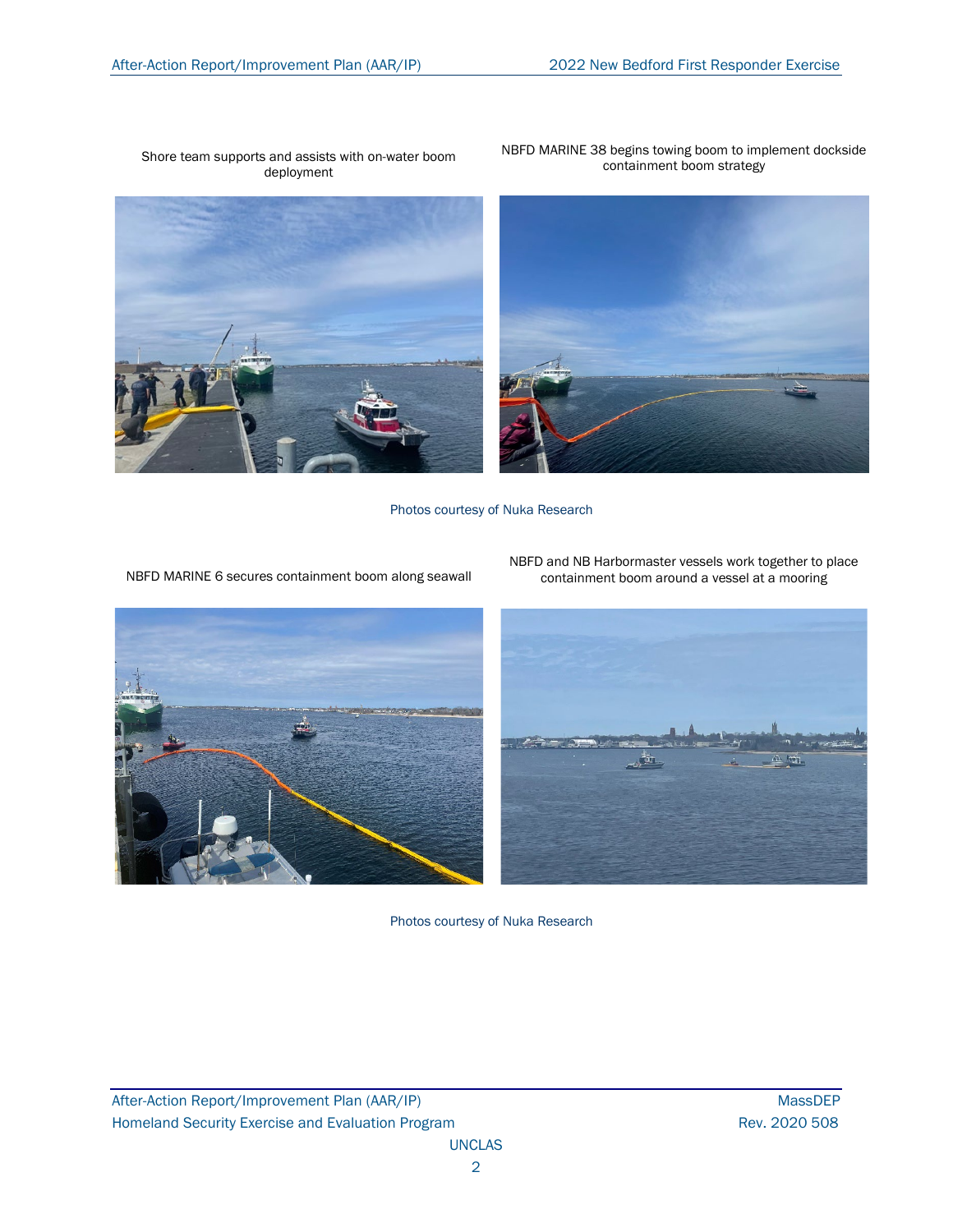Shore team supports and assists with on-water boom deployment

NBFD MARINE 38 begins towing boom to implement dockside containment boom strategy

Photos courtesy of Nuka Research

NBFD MARINE 6 secures containment boom along seawall

NBFD and NB Harbormaster vessels work together to place containment boom around a vessel at a mooring

Photos courtesy of Nuka Research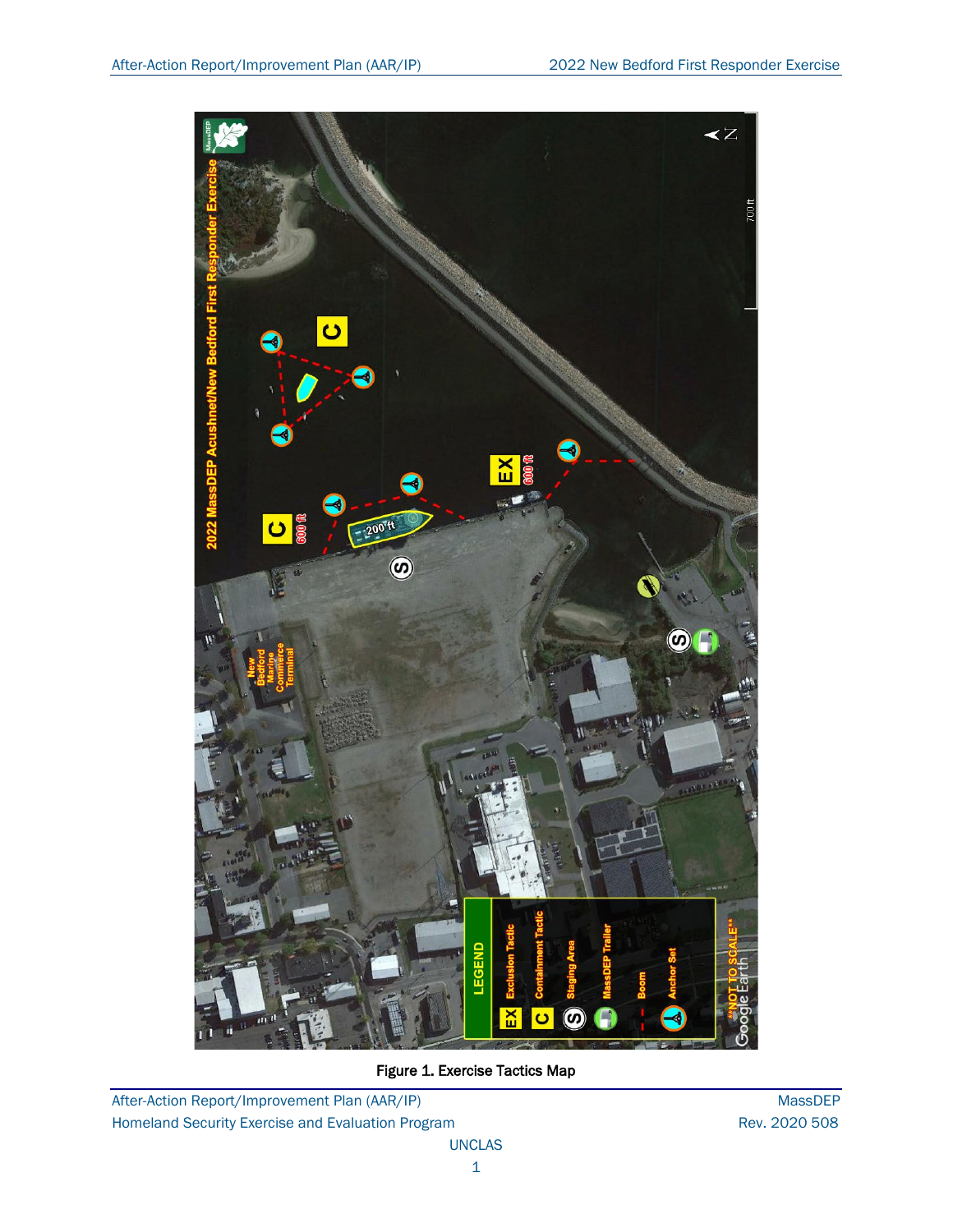Figure 1. Exercise Tactics Map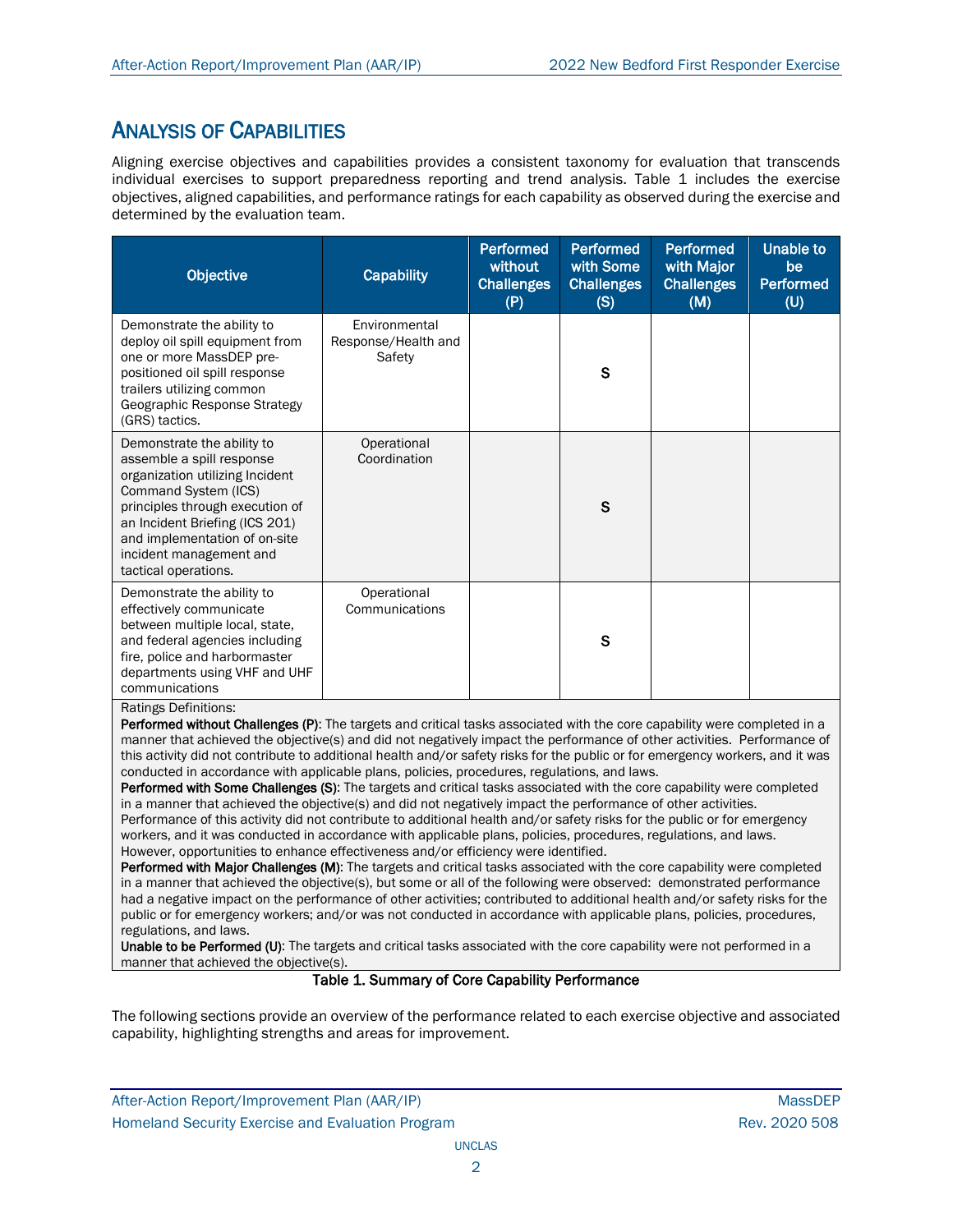# Analysis of Capabilities

Aligning exercise objectives and capabilities provides a consistent taxonomy for evaluation that transcends individual exercises to support preparedness reporting and trend analysis. Table 1 includes the exercise objectives, aligned capabilities, and performance ratings for each capability as observed during the exercise and determined by the evaluation team.

| Objective | Capability | Performed without Challenges (P) | Performed with Some Challenges (S) | Performed with Major Challenges (M) | Unable to be Performed (U) |
|---|---|---|---|---|---|
| Demonstrate the ability to deploy oil spill equipment from one or more MassDEP pre-positioned oil spill response trailers utilizing common Geographic Response Strategy (GRS) tactics. | Environmental Response/Health and Safety | | S | | |
| Demonstrate the ability to assemble a spill response organization utilizing Incident Command System (ICS) principles through execution of an Incident Briefing (ICS 201) and implementation of on-site incident management and tactical operations. | Operational Coordination | | S | | |
| Demonstrate the ability to effectively communicate between multiple local, state, and federal agencies including fire, police and harbormaster departments using VHF and UHF communications | Operational Communications | | S | | |

Ratings Definitions:

**Performed without Challenges (P)**: The targets and critical tasks associated with the core capability were completed in a manner that achieved the objective(s) and did not negatively impact the performance of other activities. Performance of this activity did not contribute to additional health and/or safety risks for the public or for emergency workers, and it was conducted in accordance with applicable plans, policies, procedures, regulations, and laws.

**Performed with Some Challenges (S)**: The targets and critical tasks associated with the core capability were completed in a manner that achieved the objective(s) and did not negatively impact the performance of other activities. Performance of this activity did not contribute to additional health and/or safety risks for the public or for emergency workers, and it was conducted in accordance with applicable plans, policies, procedures, regulations, and laws. However, opportunities to enhance effectiveness and/or efficiency were identified.

**Performed with Major Challenges (M)**: The targets and critical tasks associated with the core capability were completed in a manner that achieved the objective(s), but some or all of the following were observed: demonstrated performance had a negative impact on the performance of other activities; contributed to additional health and/or safety risks for the public or for emergency workers; and/or was not conducted in accordance with applicable plans, policies, procedures, regulations, and laws.

**Unable to be Performed (U)**: The targets and critical tasks associated with the core capability were not performed in a manner that achieved the objective(s).

**Table 1. Summary of Core Capability Performance**

The following sections provide an overview of the performance related to each exercise objective and associated capability, highlighting strengths and areas for improvement.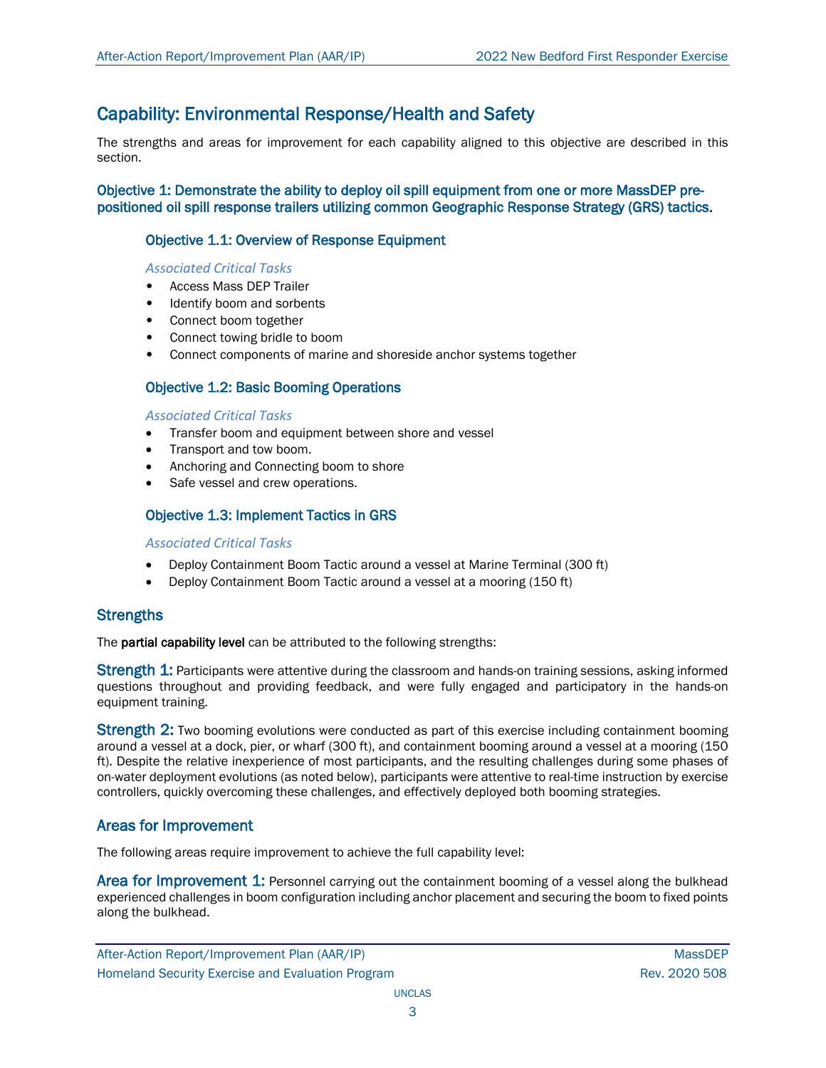## Capability: Environmental Response/Health and Safety

The strengths and areas for improvement for each capability aligned to this objective are described in this section.

### Objective 1: Demonstrate the ability to deploy oil spill equipment from one or more MassDEP pre-positioned oil spill response trailers utilizing common Geographic Response Strategy (GRS) tactics.

#### Objective 1.1: Overview of Response Equipment

*Associated Critical Tasks*

- Access Mass DEP Trailer
- Identify boom and sorbents
- Connect boom together
- Connect towing bridle to boom
- Connect components of marine and shoreside anchor systems together

#### Objective 1.2: Basic Booming Operations

*Associated Critical Tasks*

- Transfer boom and equipment between shore and vessel
- Transport and tow boom.
- Anchoring and Connecting boom to shore
- Safe vessel and crew operations.

#### Objective 1.3: Implement Tactics in GRS

*Associated Critical Tasks*

- Deploy Containment Boom Tactic around a vessel at Marine Terminal (300 ft)
- Deploy Containment Boom Tactic around a vessel at a mooring (150 ft)

### Strengths

The **partial capability level** can be attributed to the following strengths:

**Strength 1:** Participants were attentive during the classroom and hands-on training sessions, asking informed questions throughout and providing feedback, and were fully engaged and participatory in the hands-on equipment training.

**Strength 2:** Two booming evolutions were conducted as part of this exercise including containment booming around a vessel at a dock, pier, or wharf (300 ft), and containment booming around a vessel at a mooring (150 ft). Despite the relative inexperience of most participants, and the resulting challenges during some phases of on-water deployment evolutions (as noted below), participants were attentive to real-time instruction by exercise controllers, quickly overcoming these challenges, and effectively deployed both booming strategies.

### Areas for Improvement

The following areas require improvement to achieve the full capability level:

**Area for Improvement 1:** Personnel carrying out the containment booming of a vessel along the bulkhead experienced challenges in boom configuration including anchor placement and securing the boom to fixed points along the bulkhead.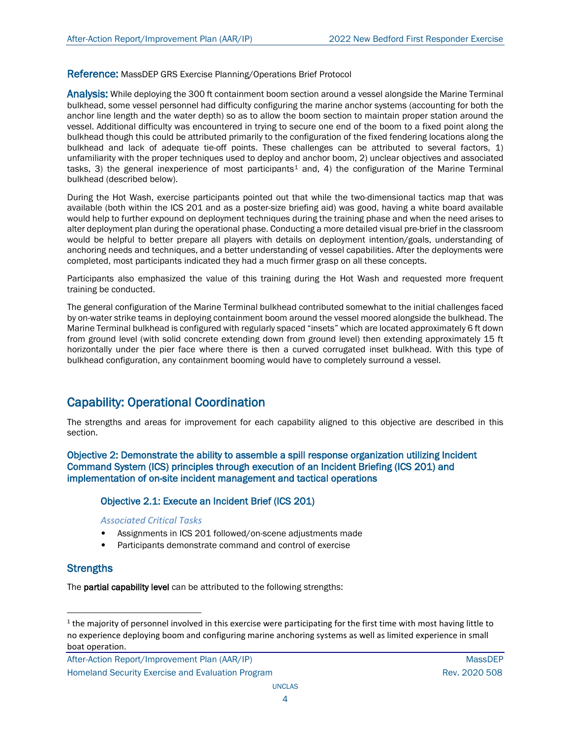**Reference:** MassDEP GRS Exercise Planning/Operations Brief Protocol

**Analysis:** While deploying the 300 ft containment boom section around a vessel alongside the Marine Terminal bulkhead, some vessel personnel had difficulty configuring the marine anchor systems (accounting for both the anchor line length and the water depth) so as to allow the boom section to maintain proper station around the vessel. Additional difficulty was encountered in trying to secure one end of the boom to a fixed point along the bulkhead though this could be attributed primarily to the configuration of the fixed fendering locations along the bulkhead and lack of adequate tie-off points. These challenges can be attributed to several factors, 1) unfamiliarity with the proper techniques used to deploy and anchor boom, 2) unclear objectives and associated tasks, 3) the general inexperience of most participants[1] and, 4) the configuration of the Marine Terminal bulkhead (described below).

During the Hot Wash, exercise participants pointed out that while the two-dimensional tactics map that was available (both within the ICS 201 and as a poster-size briefing aid) was good, having a white board available would help to further expound on deployment techniques during the training phase and when the need arises to alter deployment plan during the operational phase. Conducting a more detailed visual pre-brief in the classroom would be helpful to better prepare all players with details on deployment intention/goals, understanding of anchoring needs and techniques, and a better understanding of vessel capabilities. After the deployments were completed, most participants indicated they had a much firmer grasp on all these concepts.

Participants also emphasized the value of this training during the Hot Wash and requested more frequent training be conducted.

The general configuration of the Marine Terminal bulkhead contributed somewhat to the initial challenges faced by on-water strike teams in deploying containment boom around the vessel moored alongside the bulkhead. The Marine Terminal bulkhead is configured with regularly spaced "insets" which are located approximately 6 ft down from ground level (with solid concrete extending down from ground level) then extending approximately 15 ft horizontally under the pier face where there is then a curved corrugated inset bulkhead. With this type of bulkhead configuration, any containment booming would have to completely surround a vessel.

## Capability: Operational Coordination

The strengths and areas for improvement for each capability aligned to this objective are described in this section.

### Objective 2: Demonstrate the ability to assemble a spill response organization utilizing Incident Command System (ICS) principles through execution of an Incident Briefing (ICS 201) and implementation of on-site incident management and tactical operations

#### Objective 2.1: Execute an Incident Brief (ICS 201)

*Associated Critical Tasks*

- Assignments in ICS 201 followed/on-scene adjustments made
- Participants demonstrate command and control of exercise

### Strengths

The **partial capability level** can be attributed to the following strengths:

[1] the majority of personnel involved in this exercise were participating for the first time with most having little to no experience deploying boom and configuring marine anchoring systems as well as limited experience in small boat operation.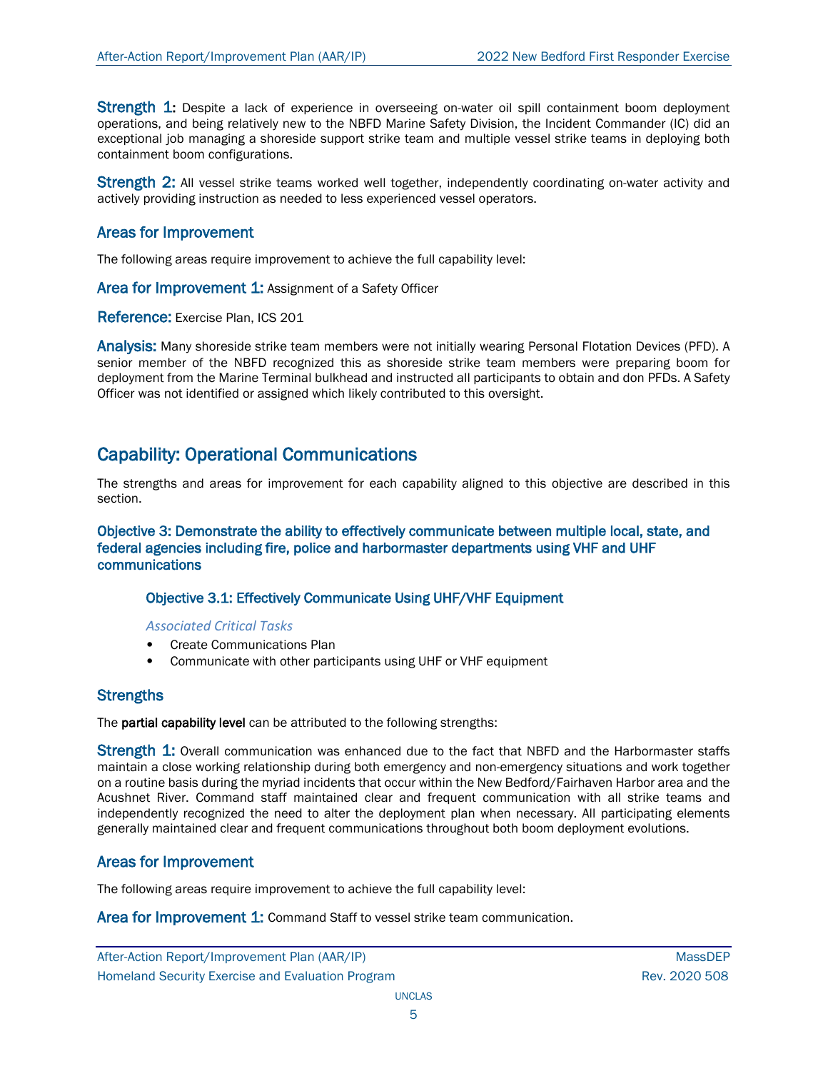**Strength 1:** Despite a lack of experience in overseeing on-water oil spill containment boom deployment operations, and being relatively new to the NBFD Marine Safety Division, the Incident Commander (IC) did an exceptional job managing a shoreside support strike team and multiple vessel strike teams in deploying both containment boom configurations.

**Strength 2:** All vessel strike teams worked well together, independently coordinating on-water activity and actively providing instruction as needed to less experienced vessel operators.

### Areas for Improvement

The following areas require improvement to achieve the full capability level:

**Area for Improvement 1:** Assignment of a Safety Officer

**Reference:** Exercise Plan, ICS 201

**Analysis:** Many shoreside strike team members were not initially wearing Personal Flotation Devices (PFD). A senior member of the NBFD recognized this as shoreside strike team members were preparing boom for deployment from the Marine Terminal bulkhead and instructed all participants to obtain and don PFDs. A Safety Officer was not identified or assigned which likely contributed to this oversight.

## Capability: Operational Communications

The strengths and areas for improvement for each capability aligned to this objective are described in this section.

### Objective 3: Demonstrate the ability to effectively communicate between multiple local, state, and federal agencies including fire, police and harbormaster departments using VHF and UHF communications

#### Objective 3.1: Effectively Communicate Using UHF/VHF Equipment

*Associated Critical Tasks*

- Create Communications Plan
- Communicate with other participants using UHF or VHF equipment

### Strengths

The **partial capability level** can be attributed to the following strengths:

**Strength 1:** Overall communication was enhanced due to the fact that NBFD and the Harbormaster staffs maintain a close working relationship during both emergency and non-emergency situations and work together on a routine basis during the myriad incidents that occur within the New Bedford/Fairhaven Harbor area and the Acushnet River. Command staff maintained clear and frequent communication with all strike teams and independently recognized the need to alter the deployment plan when necessary. All participating elements generally maintained clear and frequent communications throughout both boom deployment evolutions.

### Areas for Improvement

The following areas require improvement to achieve the full capability level:

**Area for Improvement 1:** Command Staff to vessel strike team communication.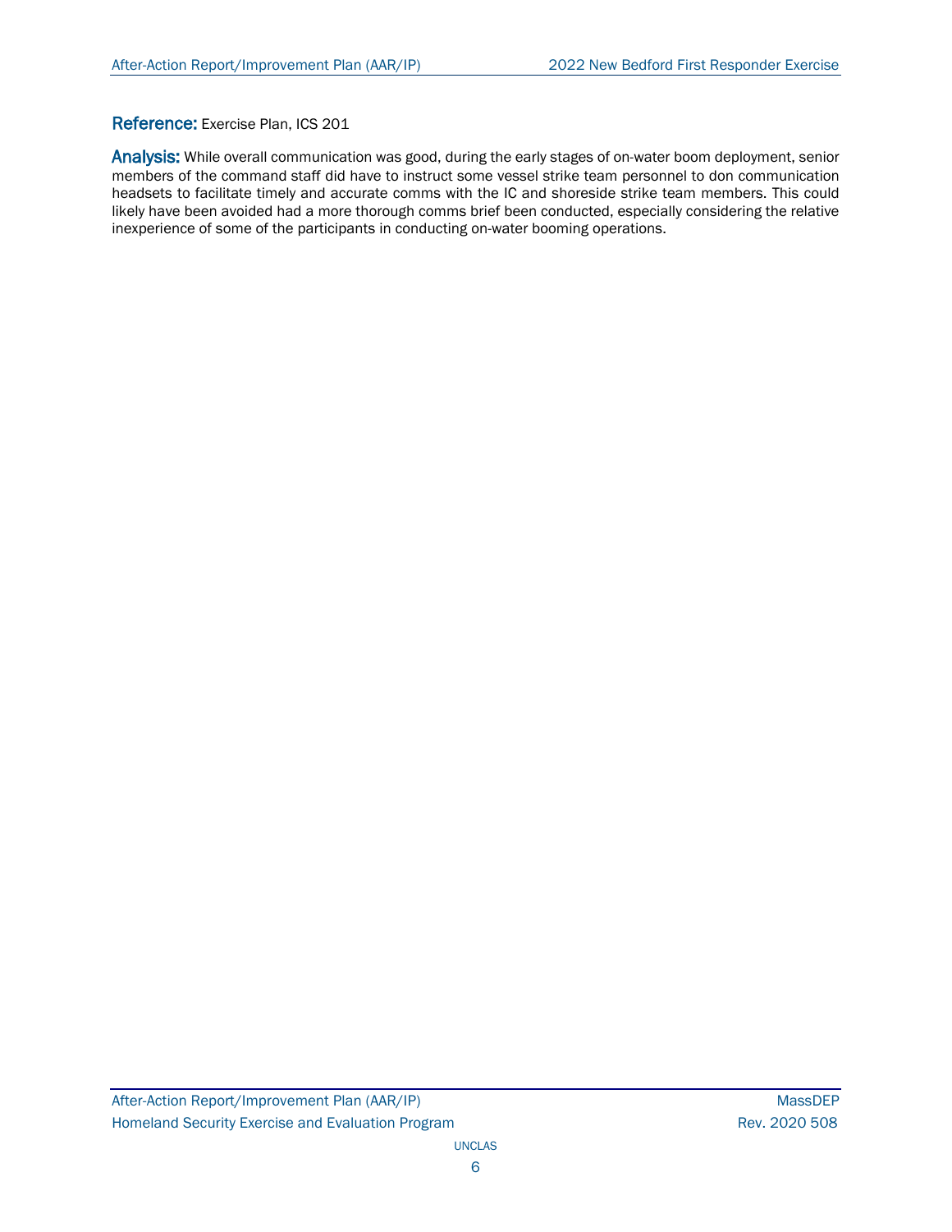**Reference:** Exercise Plan, ICS 201

**Analysis:** While overall communication was good, during the early stages of on-water boom deployment, senior members of the command staff did have to instruct some vessel strike team personnel to don communication headsets to facilitate timely and accurate comms with the IC and shoreside strike team members. This could likely have been avoided had a more thorough comms brief been conducted, especially considering the relative inexperience of some of the participants in conducting on-water booming operations.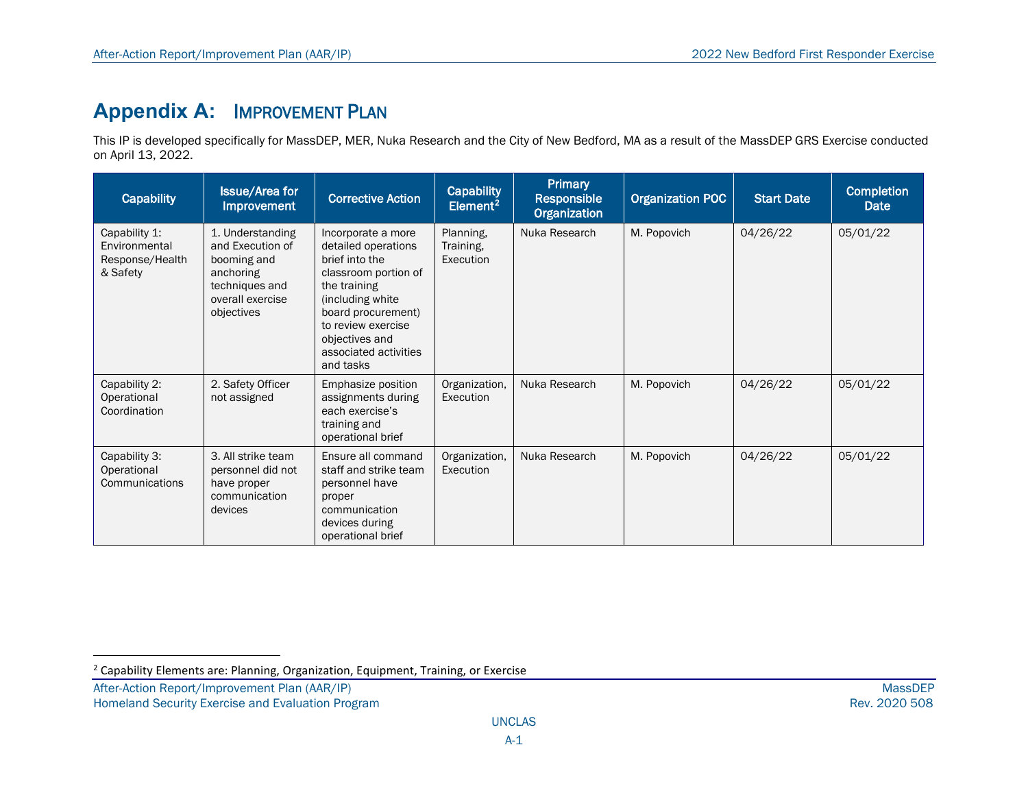# Appendix A: Improvement Plan

This IP is developed specifically for MassDEP, MER, Nuka Research and the City of New Bedford, MA as a result of the MassDEP GRS Exercise conducted on April 13, 2022.

| Capability | Issue/Area for Improvement | Corrective Action | Capability Element[2] | Primary Responsible Organization | Organization POC | Start Date | Completion Date |
|---|---|---|---|---|---|---|---|
| Capability 1: Environmental Response/Health & Safety | 1. Understanding and Execution of booming and anchoring techniques and overall exercise objectives | Incorporate a more detailed operations brief into the classroom portion of the training (including white board procurement) to review exercise objectives and associated activities and tasks | Planning, Training, Execution | Nuka Research | M. Popovich | 04/26/22 | 05/01/22 |
| Capability 2: Operational Coordination | 2. Safety Officer not assigned | Emphasize position assignments during each exercise's training and operational brief | Organization, Execution | Nuka Research | M. Popovich | 04/26/22 | 05/01/22 |
| Capability 3: Operational Communications | 3. All strike team personnel did not have proper communication devices | Ensure all command staff and strike team personnel have proper communication devices during operational brief | Organization, Execution | Nuka Research | M. Popovich | 04/26/22 | 05/01/22 |

[2] Capability Elements are: Planning, Organization, Equipment, Training, or Exercise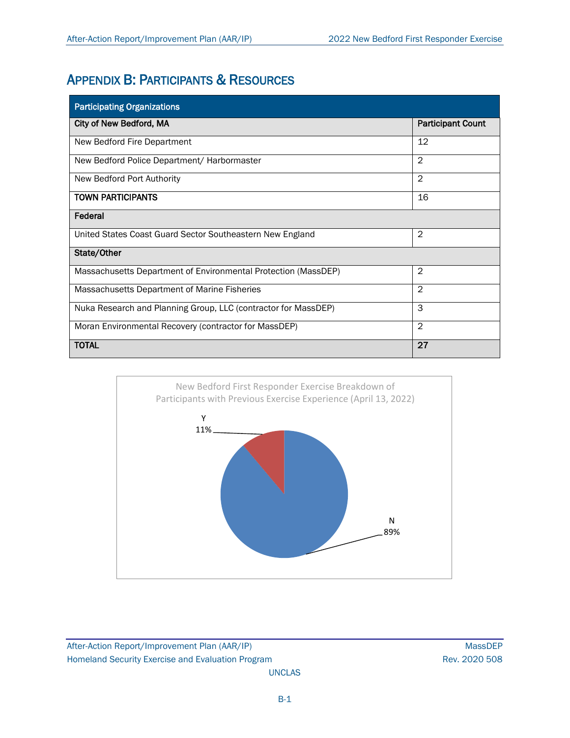# Appendix B: Participants & Resources

| Participating Organizations | |
|---|---|
| **City of New Bedford, MA** | **Participant Count** |
| New Bedford Fire Department | 12 |
| New Bedford Police Department/ Harbormaster | 2 |
| New Bedford Port Authority | 2 |
| **TOWN PARTICIPANTS** | 16 |
| **Federal** | |
| United States Coast Guard Sector Southeastern New England | 2 |
| **State/Other** | |
| Massachusetts Department of Environmental Protection (MassDEP) | 2 |
| Massachusetts Department of Marine Fisheries | 2 |
| Nuka Research and Planning Group, LLC (contractor for MassDEP) | 3 |
| Moran Environmental Recovery (contractor for MassDEP) | 2 |
| **TOTAL** | **27** |

New Bedford First Responder Exercise Breakdown of Participants with Previous Exercise Experience (April 13, 2022)

Y 11%

N 89%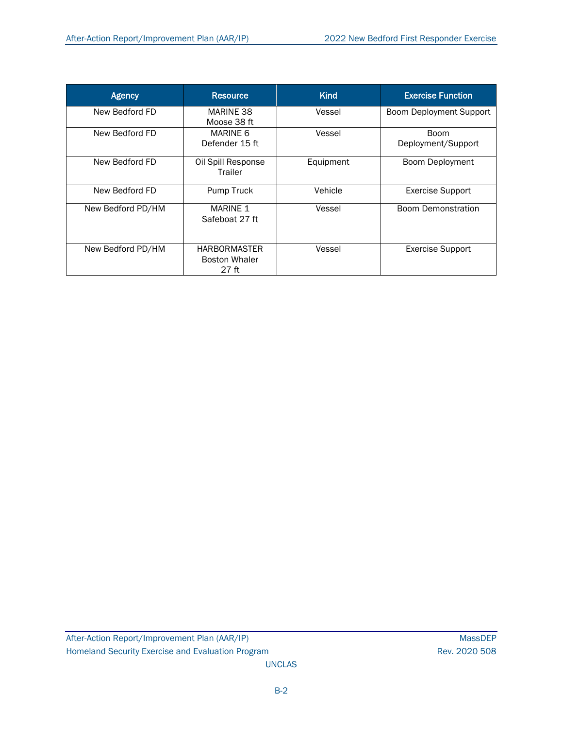| Agency | Resource | Kind | Exercise Function |
|---|---|---|---|
| New Bedford FD | MARINE 38 Moose 38 ft | Vessel | Boom Deployment Support |
| New Bedford FD | MARINE 6 Defender 15 ft | Vessel | Boom Deployment/Support |
| New Bedford FD | Oil Spill Response Trailer | Equipment | Boom Deployment |
| New Bedford FD | Pump Truck | Vehicle | Exercise Support |
| New Bedford PD/HM | MARINE 1 Safeboat 27 ft | Vessel | Boom Demonstration |
| New Bedford PD/HM | HARBORMASTER Boston Whaler 27 ft | Vessel | Exercise Support |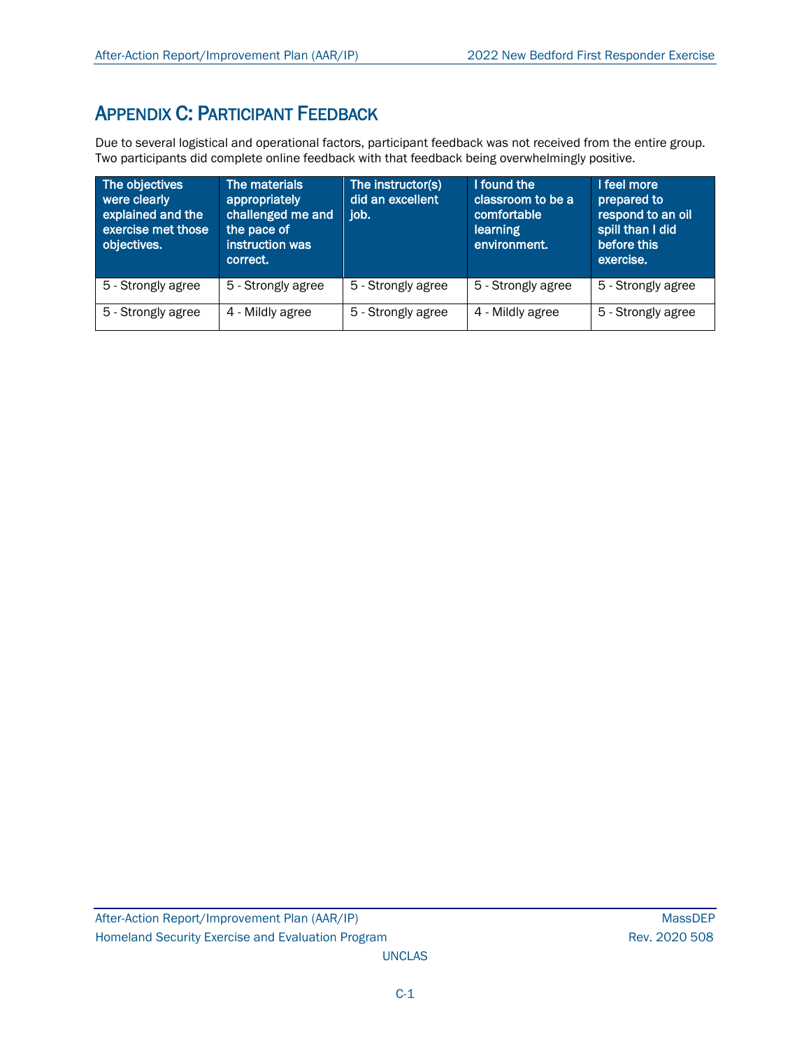# Appendix C: Participant Feedback

Due to several logistical and operational factors, participant feedback was not received from the entire group. Two participants did complete online feedback with that feedback being overwhelmingly positive.

| The objectives were clearly explained and the exercise met those objectives. | The materials appropriately challenged me and the pace of instruction was correct. | The instructor(s) did an excellent job. | I found the classroom to be a comfortable learning environment. | I feel more prepared to respond to an oil spill than I did before this exercise. |
|---|---|---|---|---|
| 5 - Strongly agree | 5 - Strongly agree | 5 - Strongly agree | 5 - Strongly agree | 5 - Strongly agree |
| 5 - Strongly agree | 4 - Mildly agree | 5 - Strongly agree | 4 - Mildly agree | 5 - Strongly agree |